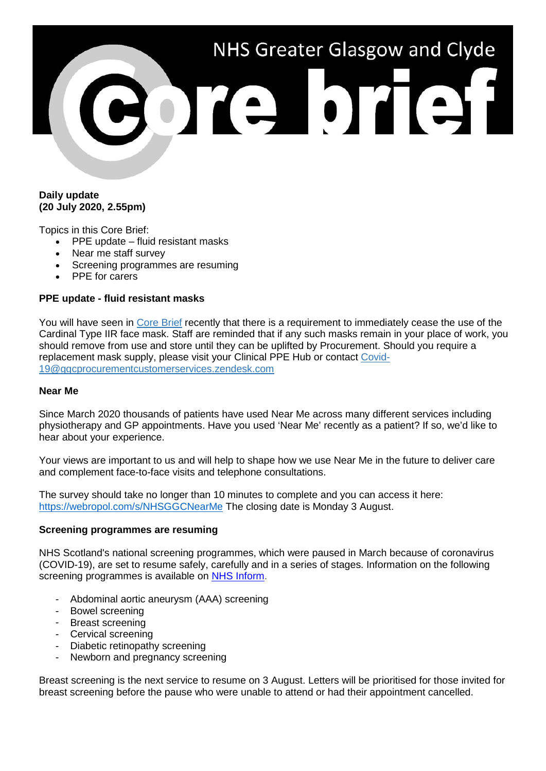# NHS Greater Glasgow and Clyde Core brief

**Daily update**
**(20 July 2020, 2.55pm)**

Topics in this Core Brief:

- PPE update – fluid resistant masks
- Near me staff survey
- Screening programmes are resuming
- PPE for carers

**PPE update - fluid resistant masks**

You will have seen in Core Brief recently that there is a requirement to immediately cease the use of the Cardinal Type IIR face mask. Staff are reminded that if any such masks remain in your place of work, you should remove from use and store until they can be uplifted by Procurement. Should you require a replacement mask supply, please visit your Clinical PPE Hub or contact Covid-19@ggcprocurementcustomerservices.zendesk.com

**Near Me**

Since March 2020 thousands of patients have used Near Me across many different services including physiotherapy and GP appointments. Have you used 'Near Me' recently as a patient? If so, we'd like to hear about your experience.

Your views are important to us and will help to shape how we use Near Me in the future to deliver care and complement face-to-face visits and telephone consultations.

The survey should take no longer than 10 minutes to complete and you can access it here: https://webropol.com/s/NHSGGCNearMe The closing date is Monday 3 August.

**Screening programmes are resuming**

NHS Scotland's national screening programmes, which were paused in March because of coronavirus (COVID-19), are set to resume safely, carefully and in a series of stages. Information on the following screening programmes is available on NHS Inform.

- Abdominal aortic aneurysm (AAA) screening
- Bowel screening
- Breast screening
- Cervical screening
- Diabetic retinopathy screening
- Newborn and pregnancy screening

Breast screening is the next service to resume on 3 August. Letters will be prioritised for those invited for breast screening before the pause who were unable to attend or had their appointment cancelled.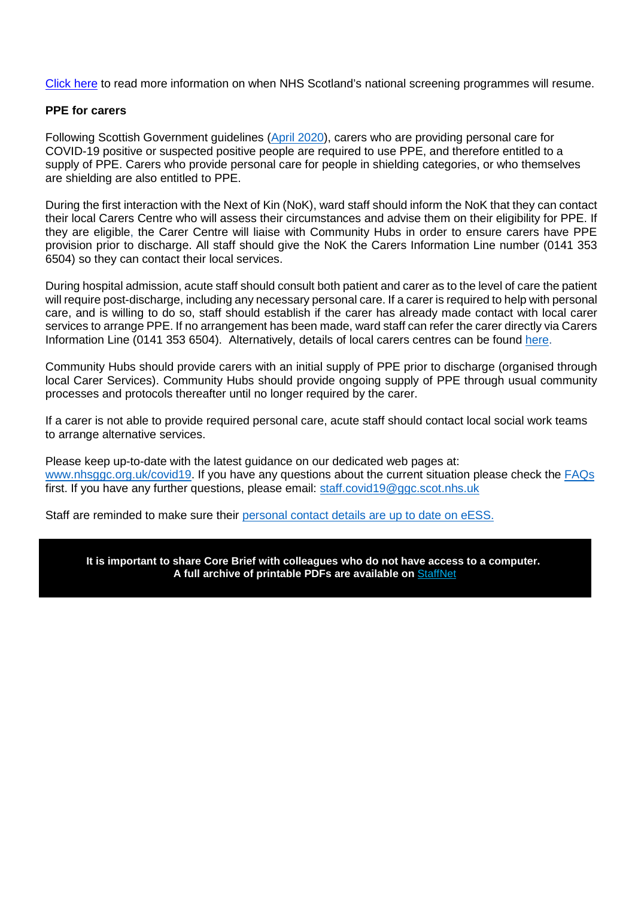Click here to read more information on when NHS Scotland's national screening programmes will resume.

**PPE for carers**

Following Scottish Government guidelines (April 2020), carers who are providing personal care for COVID-19 positive or suspected positive people are required to use PPE, and therefore entitled to a supply of PPE. Carers who provide personal care for people in shielding categories, or who themselves are shielding are also entitled to PPE.

During the first interaction with the Next of Kin (NoK), ward staff should inform the NoK that they can contact their local Carers Centre who will assess their circumstances and advise them on their eligibility for PPE. If they are eligible, the Carer Centre will liaise with Community Hubs in order to ensure carers have PPE provision prior to discharge. All staff should give the NoK the Carers Information Line number (0141 353 6504) so they can contact their local services.

During hospital admission, acute staff should consult both patient and carer as to the level of care the patient will require post-discharge, including any necessary personal care. If a carer is required to help with personal care, and is willing to do so, staff should establish if the carer has already made contact with local carer services to arrange PPE. If no arrangement has been made, ward staff can refer the carer directly via Carers Information Line (0141 353 6504). Alternatively, details of local carers centres can be found here.

Community Hubs should provide carers with an initial supply of PPE prior to discharge (organised through local Carer Services). Community Hubs should provide ongoing supply of PPE through usual community processes and protocols thereafter until no longer required by the carer.

If a carer is not able to provide required personal care, acute staff should contact local social work teams to arrange alternative services.

Please keep up-to-date with the latest guidance on our dedicated web pages at: www.nhsggc.org.uk/covid19. If you have any questions about the current situation please check the FAQs first. If you have any further questions, please email: staff.covid19@ggc.scot.nhs.uk

Staff are reminded to make sure their personal contact details are up to date on eESS.

**It is important to share Core Brief with colleagues who do not have access to a computer.**
**A full archive of printable PDFs are available on StaffNet**